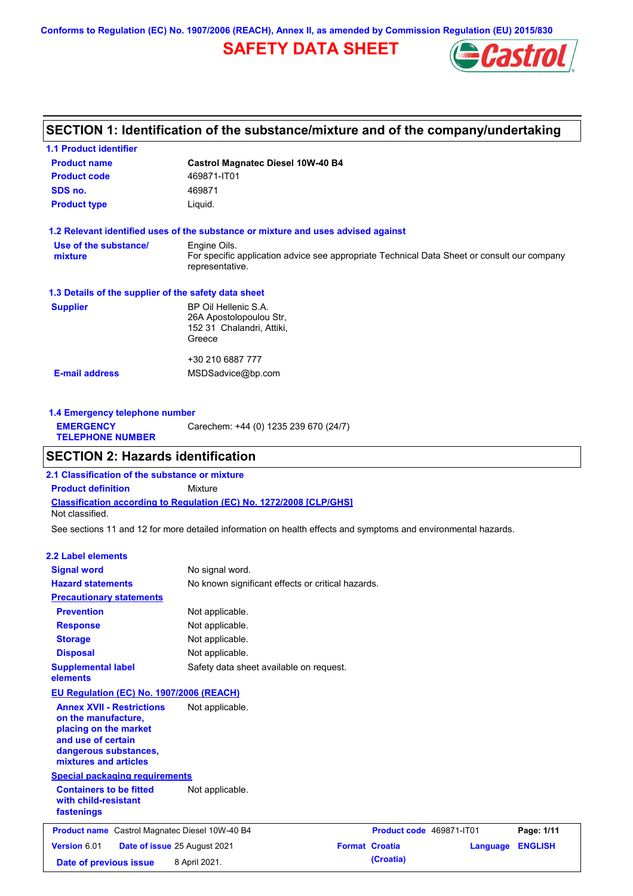Conforms to Regulation (EC) No. 1907/2006 (REACH), Annex II, as amended by Commission Regulation (EU) 2015/830

# SAFETY DATA SHEET

## SECTION 1: Identification of the substance/mixture and of the company/undertaking

### 1.1 Product identifier

| | |
|---|---|
| **Product name** | **Castrol Magnatec Diesel 10W-40 B4** |
| **Product code** | 469871-IT01 |
| **SDS no.** | 469871 |
| **Product type** | Liquid. |

### 1.2 Relevant identified uses of the substance or mixture and uses advised against

| | |
|---|---|
| **Use of the substance/ mixture** | Engine Oils. For specific application advice see appropriate Technical Data Sheet or consult our company representative. |

### 1.3 Details of the supplier of the safety data sheet

| | |
|---|---|
| **Supplier** | BP Oil Hellenic S.A. 26A Apostolopoulou Str, 152 31 Chalandri, Attiki, Greece<br><br>+30 210 6887 777 |
| **E-mail address** | MSDSadvice@bp.com |

### 1.4 Emergency telephone number

| | |
|---|---|
| **EMERGENCY TELEPHONE NUMBER** | Carechem: +44 (0) 1235 239 670 (24/7) |

## SECTION 2: Hazards identification

### 2.1 Classification of the substance or mixture

**Product definition** Mixture

**Classification according to Regulation (EC) No. 1272/2008 [CLP/GHS]**

Not classified.

See sections 11 and 12 for more detailed information on health effects and symptoms and environmental hazards.

### 2.2 Label elements

| | |
|---|---|
| **Signal word** | No signal word. |
| **Hazard statements** | No known significant effects or critical hazards. |
| **Precautionary statements** | |
| **Prevention** | Not applicable. |
| **Response** | Not applicable. |
| **Storage** | Not applicable. |
| **Disposal** | Not applicable. |
| **Supplemental label elements** | Safety data sheet available on request. |

**EU Regulation (EC) No. 1907/2006 (REACH)**

| | |
|---|---|
| **Annex XVII - Restrictions on the manufacture, placing on the market and use of certain dangerous substances, mixtures and articles** | Not applicable. |

**Special packaging requirements**

| | |
|---|---|
| **Containers to be fitted with child-resistant fastenings** | Not applicable. |

| | | | |
|---|---|---|---|
| **Product name** Castrol Magnatec Diesel 10W-40 B4 | | **Product code** 469871-IT01 | |
| **Version** 6.01 | **Date of issue** 25 August 2021 | **Format** Croatia (Croatia) | **Language** ENGLISH |
| **Date of previous issue** | 8 April 2021. | | |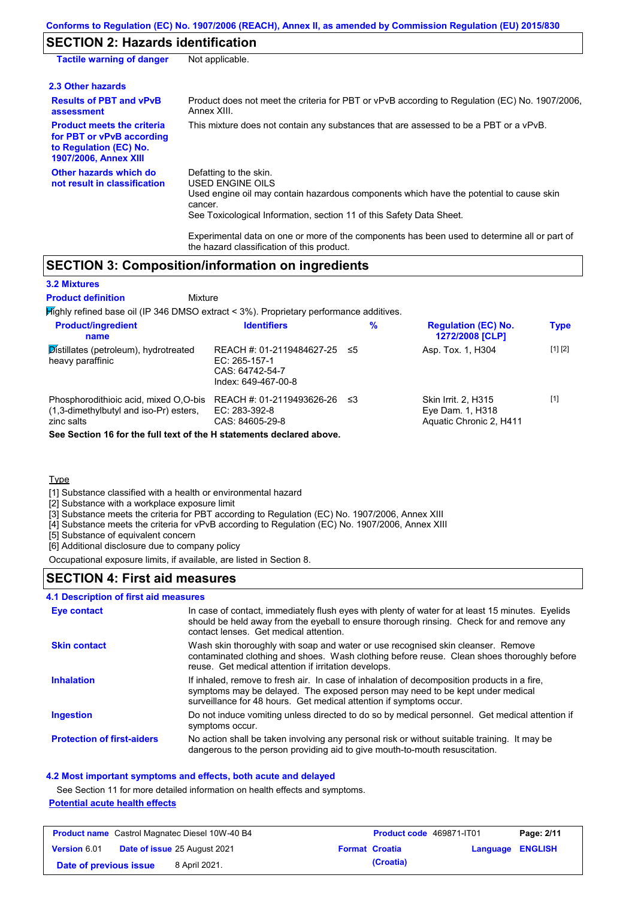Conforms to Regulation (EC) No. 1907/2006 (REACH), Annex II, as amended by Commission Regulation (EU) 2015/830

## SECTION 2: Hazards identification

| | |
|---|---|
| **Tactile warning of danger** | Not applicable. |

### 2.3 Other hazards

| | |
|---|---|
| **Results of PBT and vPvB assessment** | Product does not meet the criteria for PBT or vPvB according to Regulation (EC) No. 1907/2006, Annex XIII. |
| **Product meets the criteria for PBT or vPvB according to Regulation (EC) No. 1907/2006, Annex XIII** | This mixture does not contain any substances that are assessed to be a PBT or a vPvB. |
| **Other hazards which do not result in classification** | Defatting to the skin.<br>USED ENGINE OILS<br>Used engine oil may contain hazardous components which have the potential to cause skin cancer.<br>See Toxicological Information, section 11 of this Safety Data Sheet.<br><br>Experimental data on one or more of the components has been used to determine all or part of the hazard classification of this product. |

## SECTION 3: Composition/information on ingredients

### 3.2 Mixtures

**Product definition** Mixture

Highly refined base oil (IP 346 DMSO extract < 3%). Proprietary performance additives.

| Product/ingredient name | Identifiers | % | Regulation (EC) No. 1272/2008 [CLP] | Type |
|---|---|---|---|---|
| Distillates (petroleum), hydrotreated heavy paraffinic | REACH #: 01-2119484627-25<br>EC: 265-157-1<br>CAS: 64742-54-7<br>Index: 649-467-00-8 | ≤5 | Asp. Tox. 1, H304 | [1] [2] |
| Phosphorodithioic acid, mixed O,O-bis (1,3-dimethylbutyl and iso-Pr) esters, zinc salts | REACH #: 01-2119493626-26<br>EC: 283-392-8<br>CAS: 84605-29-8 | ≤3 | Skin Irrit. 2, H315<br>Eye Dam. 1, H318<br>Aquatic Chronic 2, H411 | [1] |

**See Section 16 for the full text of the H statements declared above.**

Type

[1] Substance classified with a health or environmental hazard
[2] Substance with a workplace exposure limit
[3] Substance meets the criteria for PBT according to Regulation (EC) No. 1907/2006, Annex XIII
[4] Substance meets the criteria for vPvB according to Regulation (EC) No. 1907/2006, Annex XIII
[5] Substance of equivalent concern
[6] Additional disclosure due to company policy

Occupational exposure limits, if available, are listed in Section 8.

## SECTION 4: First aid measures

### 4.1 Description of first aid measures

| | |
|---|---|
| **Eye contact** | In case of contact, immediately flush eyes with plenty of water for at least 15 minutes. Eyelids should be held away from the eyeball to ensure thorough rinsing. Check for and remove any contact lenses. Get medical attention. |
| **Skin contact** | Wash skin thoroughly with soap and water or use recognised skin cleanser. Remove contaminated clothing and shoes. Wash clothing before reuse. Clean shoes thoroughly before reuse. Get medical attention if irritation develops. |
| **Inhalation** | If inhaled, remove to fresh air. In case of inhalation of decomposition products in a fire, symptoms may be delayed. The exposed person may need to be kept under medical surveillance for 48 hours. Get medical attention if symptoms occur. |
| **Ingestion** | Do not induce vomiting unless directed to do so by medical personnel. Get medical attention if symptoms occur. |
| **Protection of first-aiders** | No action shall be taken involving any personal risk or without suitable training. It may be dangerous to the person providing aid to give mouth-to-mouth resuscitation. |

### 4.2 Most important symptoms and effects, both acute and delayed

See Section 11 for more detailed information on health effects and symptoms.

**Potential acute health effects**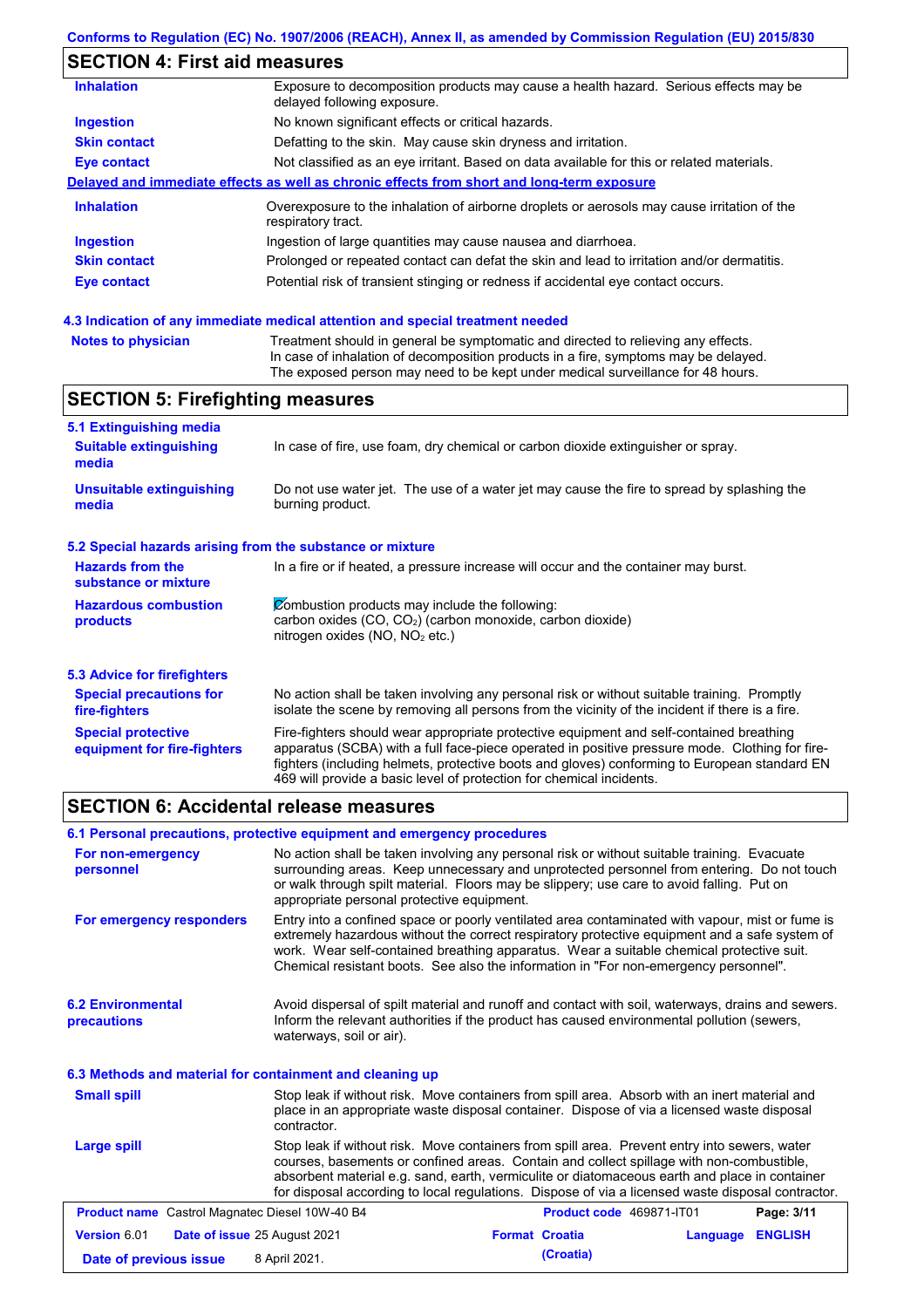## SECTION 4: First aid measures

| | |
|---|---|
| **Inhalation** | Exposure to decomposition products may cause a health hazard. Serious effects may be delayed following exposure. |
| **Ingestion** | No known significant effects or critical hazards. |
| **Skin contact** | Defatting to the skin. May cause skin dryness and irritation. |
| **Eye contact** | Not classified as an eye irritant. Based on data available for this or related materials. |

**Delayed and immediate effects as well as chronic effects from short and long-term exposure**

| | |
|---|---|
| **Inhalation** | Overexposure to the inhalation of airborne droplets or aerosols may cause irritation of the respiratory tract. |
| **Ingestion** | Ingestion of large quantities may cause nausea and diarrhoea. |
| **Skin contact** | Prolonged or repeated contact can defat the skin and lead to irritation and/or dermatitis. |
| **Eye contact** | Potential risk of transient stinging or redness if accidental eye contact occurs. |

### 4.3 Indication of any immediate medical attention and special treatment needed

| | |
|---|---|
| **Notes to physician** | Treatment should in general be symptomatic and directed to relieving any effects. In case of inhalation of decomposition products in a fire, symptoms may be delayed. The exposed person may need to be kept under medical surveillance for 48 hours. |

## SECTION 5: Firefighting measures

### 5.1 Extinguishing media

| | |
|---|---|
| **Suitable extinguishing media** | In case of fire, use foam, dry chemical or carbon dioxide extinguisher or spray. |
| **Unsuitable extinguishing media** | Do not use water jet. The use of a water jet may cause the fire to spread by splashing the burning product. |

### 5.2 Special hazards arising from the substance or mixture

| | |
|---|---|
| **Hazards from the substance or mixture** | In a fire or if heated, a pressure increase will occur and the container may burst. |
| **Hazardous combustion products** | Combustion products may include the following: carbon oxides (CO, $CO_2$) (carbon monoxide, carbon dioxide) nitrogen oxides (NO, $NO_2$ etc.) |

### 5.3 Advice for firefighters

| | |
|---|---|
| **Special precautions for fire-fighters** | No action shall be taken involving any personal risk or without suitable training. Promptly isolate the scene by removing all persons from the vicinity of the incident if there is a fire. |
| **Special protective equipment for fire-fighters** | Fire-fighters should wear appropriate protective equipment and self-contained breathing apparatus (SCBA) with a full face-piece operated in positive pressure mode. Clothing for fire-fighters (including helmets, protective boots and gloves) conforming to European standard EN 469 will provide a basic level of protection for chemical incidents. |

## SECTION 6: Accidental release measures

### 6.1 Personal precautions, protective equipment and emergency procedures

| | |
|---|---|
| **For non-emergency personnel** | No action shall be taken involving any personal risk or without suitable training. Evacuate surrounding areas. Keep unnecessary and unprotected personnel from entering. Do not touch or walk through spilt material. Floors may be slippery; use care to avoid falling. Put on appropriate personal protective equipment. |
| **For emergency responders** | Entry into a confined space or poorly ventilated area contaminated with vapour, mist or fume is extremely hazardous without the correct respiratory protective equipment and a safe system of work. Wear self-contained breathing apparatus. Wear a suitable chemical protective suit. Chemical resistant boots. See also the information in "For non-emergency personnel". |

| | |
|---|---|
| **6.2 Environmental precautions** | Avoid dispersal of spilt material and runoff and contact with soil, waterways, drains and sewers. Inform the relevant authorities if the product has caused environmental pollution (sewers, waterways, soil or air). |

### 6.3 Methods and material for containment and cleaning up

| | |
|---|---|
| **Small spill** | Stop leak if without risk. Move containers from spill area. Absorb with an inert material and place in an appropriate waste disposal container. Dispose of via a licensed waste disposal contractor. |
| **Large spill** | Stop leak if without risk. Move containers from spill area. Prevent entry into sewers, water courses, basements or confined areas. Contain and collect spillage with non-combustible, absorbent material e.g. sand, earth, vermiculite or diatomaceous earth and place in container for disposal according to local regulations. Dispose of via a licensed waste disposal contractor. |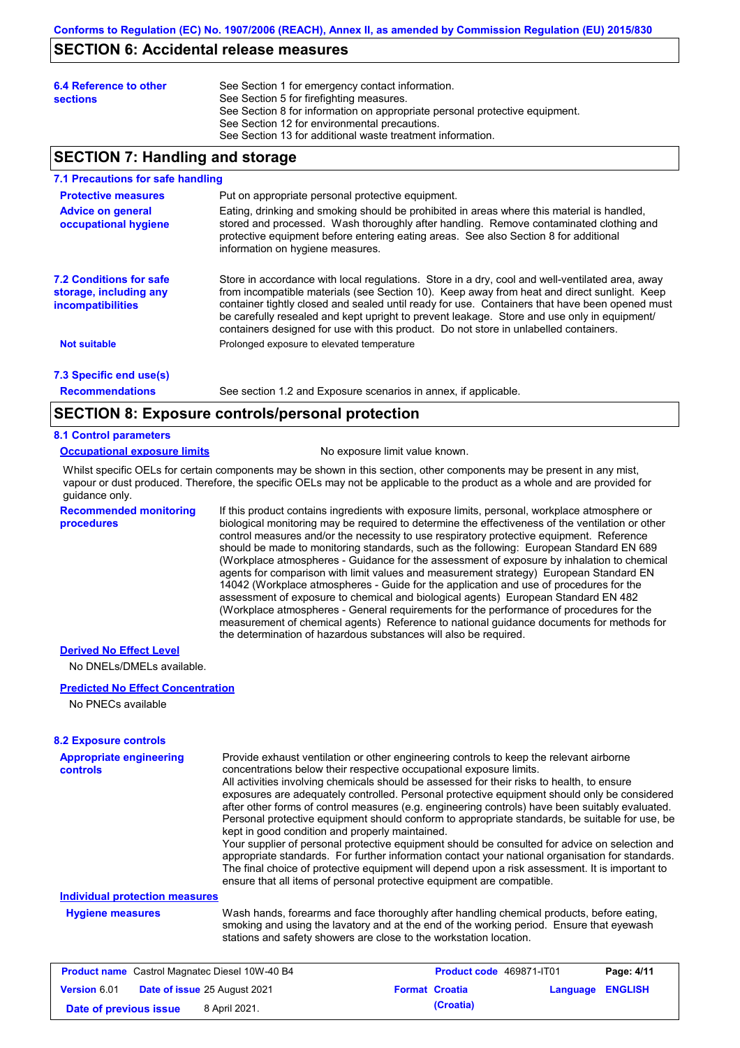## SECTION 6: Accidental release measures

**6.4 Reference to other sections**

See Section 1 for emergency contact information.
See Section 5 for firefighting measures.
See Section 8 for information on appropriate personal protective equipment.
See Section 12 for environmental precautions.
See Section 13 for additional waste treatment information.

## SECTION 7: Handling and storage

### 7.1 Precautions for safe handling

**Protective measures**

Put on appropriate personal protective equipment.

**Advice on general occupational hygiene**

Eating, drinking and smoking should be prohibited in areas where this material is handled, stored and processed. Wash thoroughly after handling. Remove contaminated clothing and protective equipment before entering eating areas. See also Section 8 for additional information on hygiene measures.

### 7.2 Conditions for safe storage, including any incompatibilities

Store in accordance with local regulations. Store in a dry, cool and well-ventilated area, away from incompatible materials (see Section 10). Keep away from heat and direct sunlight. Keep container tightly closed and sealed until ready for use. Containers that have been opened must be carefully resealed and kept upright to prevent leakage. Store and use only in equipment/ containers designed for use with this product. Do not store in unlabelled containers.

**Not suitable**

Prolonged exposure to elevated temperature

### 7.3 Specific end use(s)

**Recommendations**

See section 1.2 and Exposure scenarios in annex, if applicable.

## SECTION 8: Exposure controls/personal protection

### 8.1 Control parameters

**Occupational exposure limits**

No exposure limit value known.

Whilst specific OELs for certain components may be shown in this section, other components may be present in any mist, vapour or dust produced. Therefore, the specific OELs may not be applicable to the product as a whole and are provided for guidance only.

**Recommended monitoring procedures**

If this product contains ingredients with exposure limits, personal, workplace atmosphere or biological monitoring may be required to determine the effectiveness of the ventilation or other control measures and/or the necessity to use respiratory protective equipment. Reference should be made to monitoring standards, such as the following: European Standard EN 689 (Workplace atmospheres - Guidance for the assessment of exposure by inhalation to chemical agents for comparison with limit values and measurement strategy) European Standard EN 14042 (Workplace atmospheres - Guide for the application and use of procedures for the assessment of exposure to chemical and biological agents) European Standard EN 482 (Workplace atmospheres - General requirements for the performance of procedures for the measurement of chemical agents) Reference to national guidance documents for methods for the determination of hazardous substances will also be required.

**Derived No Effect Level**

No DNELs/DMELs available.

**Predicted No Effect Concentration**

No PNECs available

### 8.2 Exposure controls

**Appropriate engineering controls**

Provide exhaust ventilation or other engineering controls to keep the relevant airborne concentrations below their respective occupational exposure limits.
All activities involving chemicals should be assessed for their risks to health, to ensure exposures are adequately controlled. Personal protective equipment should only be considered after other forms of control measures (e.g. engineering controls) have been suitably evaluated. Personal protective equipment should conform to appropriate standards, be suitable for use, be kept in good condition and properly maintained.
Your supplier of personal protective equipment should be consulted for advice on selection and appropriate standards. For further information contact your national organisation for standards. The final choice of protective equipment will depend upon a risk assessment. It is important to ensure that all items of personal protective equipment are compatible.

**Individual protection measures**

**Hygiene measures**

Wash hands, forearms and face thoroughly after handling chemical products, before eating, smoking and using the lavatory and at the end of the working period. Ensure that eyewash stations and safety showers are close to the workstation location.

| **Product name** Castrol Magnatec Diesel 10W-40 B4 | **Product code** 469871-IT01 | **Page:** 4/11 |
|---|---|---|
| **Version** 6.01 **Date of issue** 25 August 2021 | **Format Croatia (Croatia)** | **Language ENGLISH** |
| **Date of previous issue** 8 April 2021. | | |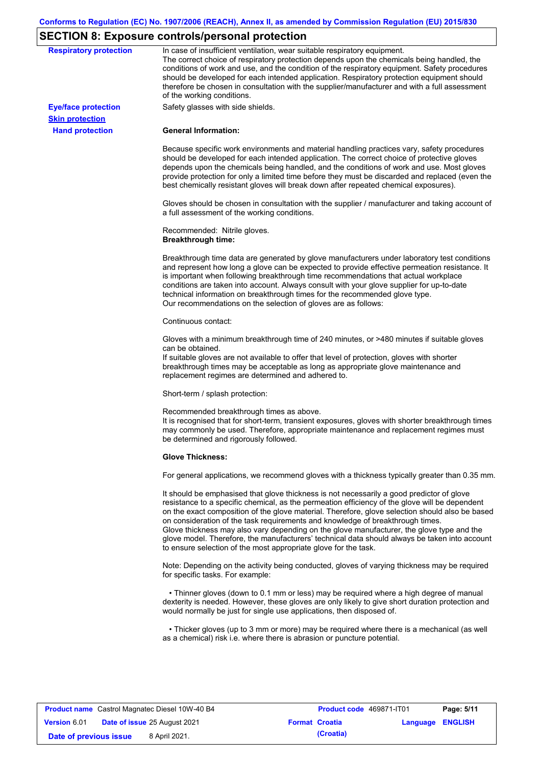## SECTION 8: Exposure controls/personal protection

**Respiratory protection**

In case of insufficient ventilation, wear suitable respiratory equipment.
The correct choice of respiratory protection depends upon the chemicals being handled, the conditions of work and use, and the condition of the respiratory equipment. Safety procedures should be developed for each intended application. Respiratory protection equipment should therefore be chosen in consultation with the supplier/manufacturer and with a full assessment of the working conditions.

**Eye/face protection**

Safety glasses with side shields.

**Skin protection**

**Hand protection**

**General Information:**

Because specific work environments and material handling practices vary, safety procedures should be developed for each intended application. The correct choice of protective gloves depends upon the chemicals being handled, and the conditions of work and use. Most gloves provide protection for only a limited time before they must be discarded and replaced (even the best chemically resistant gloves will break down after repeated chemical exposures).

Gloves should be chosen in consultation with the supplier / manufacturer and taking account of a full assessment of the working conditions.

Recommended: Nitrile gloves.
**Breakthrough time:**

Breakthrough time data are generated by glove manufacturers under laboratory test conditions and represent how long a glove can be expected to provide effective permeation resistance. It is important when following breakthrough time recommendations that actual workplace conditions are taken into account. Always consult with your glove supplier for up-to-date technical information on breakthrough times for the recommended glove type.
Our recommendations on the selection of gloves are as follows:

Continuous contact:

Gloves with a minimum breakthrough time of 240 minutes, or >480 minutes if suitable gloves can be obtained.
If suitable gloves are not available to offer that level of protection, gloves with shorter breakthrough times may be acceptable as long as appropriate glove maintenance and replacement regimes are determined and adhered to.

Short-term / splash protection:

Recommended breakthrough times as above.
It is recognised that for short-term, transient exposures, gloves with shorter breakthrough times may commonly be used. Therefore, appropriate maintenance and replacement regimes must be determined and rigorously followed.

**Glove Thickness:**

For general applications, we recommend gloves with a thickness typically greater than 0.35 mm.

It should be emphasised that glove thickness is not necessarily a good predictor of glove resistance to a specific chemical, as the permeation efficiency of the glove will be dependent on the exact composition of the glove material. Therefore, glove selection should also be based on consideration of the task requirements and knowledge of breakthrough times.
Glove thickness may also vary depending on the glove manufacturer, the glove type and the glove model. Therefore, the manufacturers' technical data should always be taken into account to ensure selection of the most appropriate glove for the task.

Note: Depending on the activity being conducted, gloves of varying thickness may be required for specific tasks. For example:

- Thinner gloves (down to 0.1 mm or less) may be required where a high degree of manual dexterity is needed. However, these gloves are only likely to give short duration protection and would normally be just for single use applications, then disposed of.

- Thicker gloves (up to 3 mm or more) may be required where there is a mechanical (as well as a chemical) risk i.e. where there is abrasion or puncture potential.

| **Product name** Castrol Magnatec Diesel 10W-40 B4 | **Product code** 469871-IT01 | **Page: 5/11** |
|---|---|---|
| **Version** 6.01 **Date of issue** 25 August 2021 | **Format Croatia (Croatia)** | **Language ENGLISH** |
| **Date of previous issue** 8 April 2021. | | |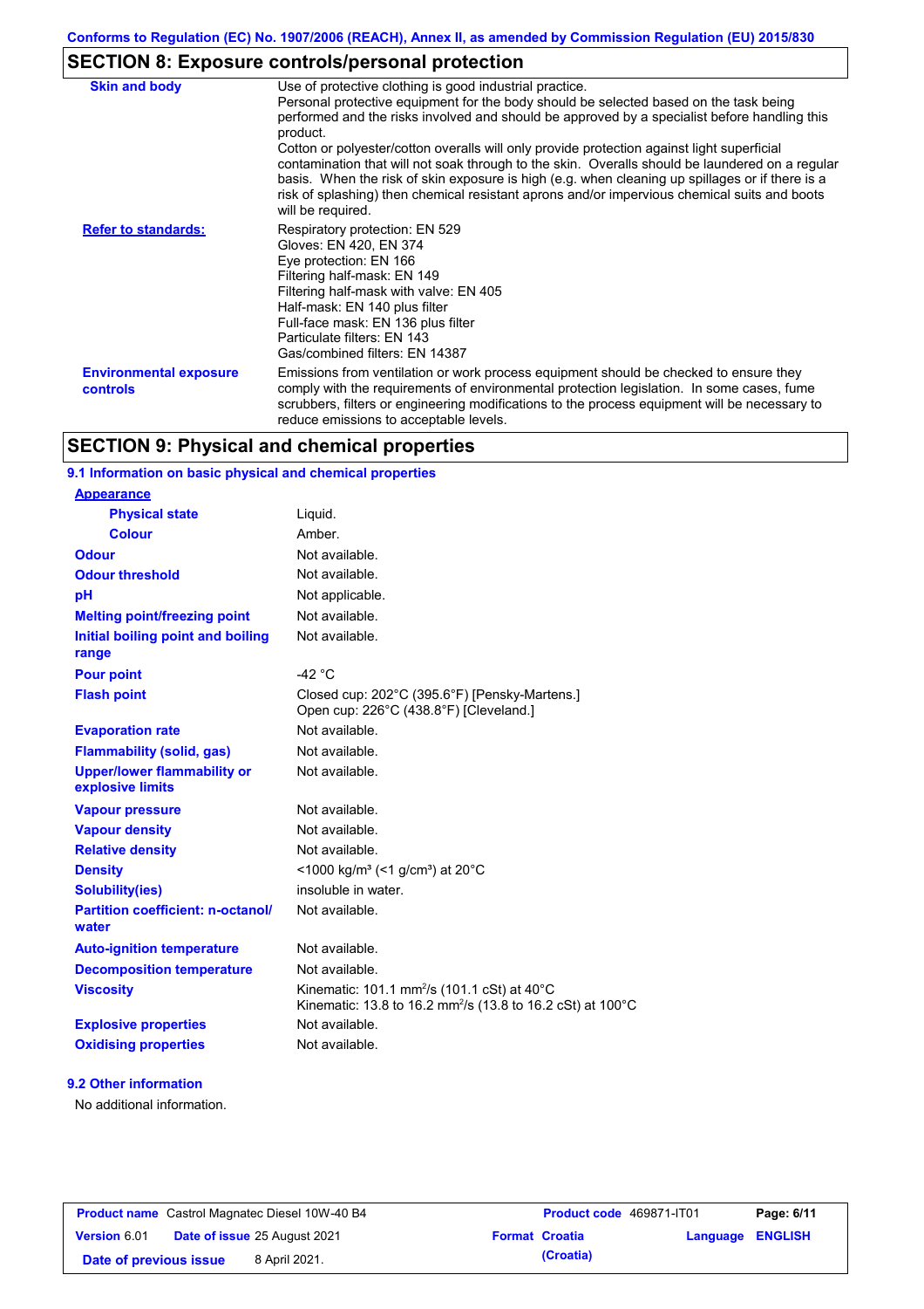## SECTION 8: Exposure controls/personal protection

| | |
|---|---|
| **Skin and body** | Use of protective clothing is good industrial practice. Personal protective equipment for the body should be selected based on the task being performed and the risks involved and should be approved by a specialist before handling this product. Cotton or polyester/cotton overalls will only provide protection against light superficial contamination that will not soak through to the skin. Overalls should be laundered on a regular basis. When the risk of skin exposure is high (e.g. when cleaning up spillages or if there is a risk of splashing) then chemical resistant aprons and/or impervious chemical suits and boots will be required. |
| **Refer to standards:** | Respiratory protection: EN 529<br>Gloves: EN 420, EN 374<br>Eye protection: EN 166<br>Filtering half-mask: EN 149<br>Filtering half-mask with valve: EN 405<br>Half-mask: EN 140 plus filter<br>Full-face mask: EN 136 plus filter<br>Particulate filters: EN 143<br>Gas/combined filters: EN 14387 |
| **Environmental exposure controls** | Emissions from ventilation or work process equipment should be checked to ensure they comply with the requirements of environmental protection legislation. In some cases, fume scrubbers, filters or engineering modifications to the process equipment will be necessary to reduce emissions to acceptable levels. |

## SECTION 9: Physical and chemical properties

### 9.1 Information on basic physical and chemical properties

| | |
|---|---|
| **Appearance** | |
| **Physical state** | Liquid. |
| **Colour** | Amber. |
| **Odour** | Not available. |
| **Odour threshold** | Not available. |
| **pH** | Not applicable. |
| **Melting point/freezing point** | Not available. |
| **Initial boiling point and boiling range** | Not available. |
| **Pour point** | -42 °C |
| **Flash point** | Closed cup: 202°C (395.6°F) [Pensky-Martens.]<br>Open cup: 226°C (438.8°F) [Cleveland.] |
| **Evaporation rate** | Not available. |
| **Flammability (solid, gas)** | Not available. |
| **Upper/lower flammability or explosive limits** | Not available. |
| **Vapour pressure** | Not available. |
| **Vapour density** | Not available. |
| **Relative density** | Not available. |
| **Density** | <1000 kg/m³ (<1 g/cm³) at 20°C |
| **Solubility(ies)** | insoluble in water. |
| **Partition coefficient: n-octanol/water** | Not available. |
| **Auto-ignition temperature** | Not available. |
| **Decomposition temperature** | Not available. |
| **Viscosity** | Kinematic: 101.1 $mm^2/s$ (101.1 cSt) at 40°C<br>Kinematic: 13.8 to 16.2 $mm^2/s$ (13.8 to 16.2 cSt) at 100°C |
| **Explosive properties** | Not available. |
| **Oxidising properties** | Not available. |

### 9.2 Other information

No additional information.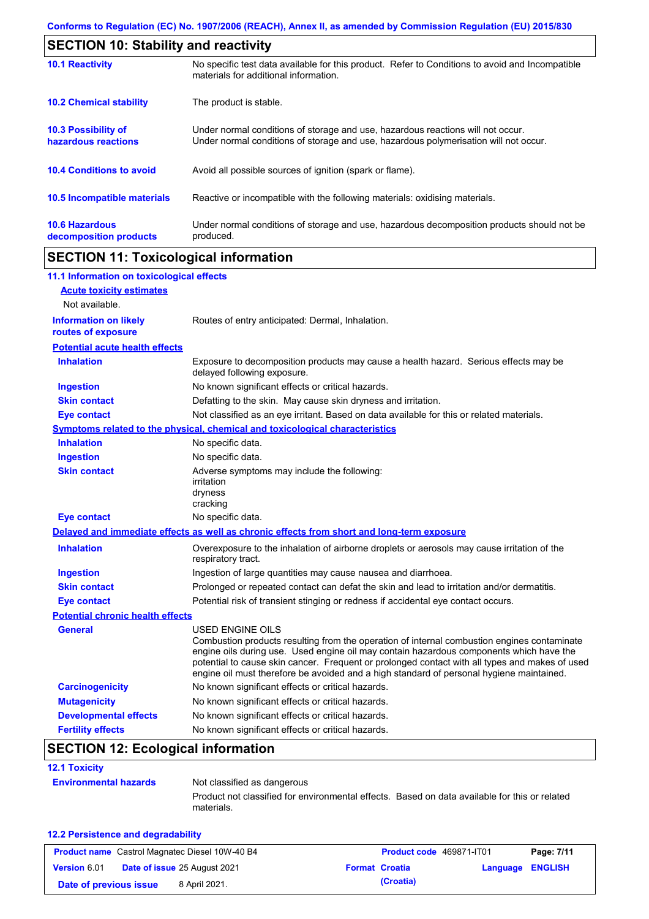## SECTION 10: Stability and reactivity

| | |
|---|---|
| **10.1 Reactivity** | No specific test data available for this product. Refer to Conditions to avoid and Incompatible materials for additional information. |
| **10.2 Chemical stability** | The product is stable. |
| **10.3 Possibility of hazardous reactions** | Under normal conditions of storage and use, hazardous reactions will not occur. Under normal conditions of storage and use, hazardous polymerisation will not occur. |
| **10.4 Conditions to avoid** | Avoid all possible sources of ignition (spark or flame). |
| **10.5 Incompatible materials** | Reactive or incompatible with the following materials: oxidising materials. |
| **10.6 Hazardous decomposition products** | Under normal conditions of storage and use, hazardous decomposition products should not be produced. |

## SECTION 11: Toxicological information

### 11.1 Information on toxicological effects

**Acute toxicity estimates**

Not available.

| | |
|---|---|
| **Information on likely routes of exposure** | Routes of entry anticipated: Dermal, Inhalation. |

**Potential acute health effects**

| | |
|---|---|
| **Inhalation** | Exposure to decomposition products may cause a health hazard. Serious effects may be delayed following exposure. |
| **Ingestion** | No known significant effects or critical hazards. |
| **Skin contact** | Defatting to the skin. May cause skin dryness and irritation. |
| **Eye contact** | Not classified as an eye irritant. Based on data available for this or related materials. |

**Symptoms related to the physical, chemical and toxicological characteristics**

| | |
|---|---|
| **Inhalation** | No specific data. |
| **Ingestion** | No specific data. |
| **Skin contact** | Adverse symptoms may include the following: irritation dryness cracking |
| **Eye contact** | No specific data. |

**Delayed and immediate effects as well as chronic effects from short and long-term exposure**

| | |
|---|---|
| **Inhalation** | Overexposure to the inhalation of airborne droplets or aerosols may cause irritation of the respiratory tract. |
| **Ingestion** | Ingestion of large quantities may cause nausea and diarrhoea. |
| **Skin contact** | Prolonged or repeated contact can defat the skin and lead to irritation and/or dermatitis. |
| **Eye contact** | Potential risk of transient stinging or redness if accidental eye contact occurs. |

**Potential chronic health effects**

| | |
|---|---|
| **General** | USED ENGINE OILS Combustion products resulting from the operation of internal combustion engines contaminate engine oils during use. Used engine oil may contain hazardous components which have the potential to cause skin cancer. Frequent or prolonged contact with all types and makes of used engine oil must therefore be avoided and a high standard of personal hygiene maintained. |
| **Carcinogenicity** | No known significant effects or critical hazards. |
| **Mutagenicity** | No known significant effects or critical hazards. |
| **Developmental effects** | No known significant effects or critical hazards. |
| **Fertility effects** | No known significant effects or critical hazards. |

## SECTION 12: Ecological information

### 12.1 Toxicity

| | |
|---|---|
| **Environmental hazards** | Not classified as dangerous<br>Product not classified for environmental effects. Based on data available for this or related materials. |

### 12.2 Persistence and degradability

| | | | |
|---|---|---|---|
| **Product name** Castrol Magnatec Diesel 10W-40 B4 | | **Product code** 469871-IT01 | |
| **Version** 6.01 | **Date of issue** 25 August 2021 | **Format** Croatia (Croatia) | **Language** ENGLISH |
| **Date of previous issue** | 8 April 2021. | | |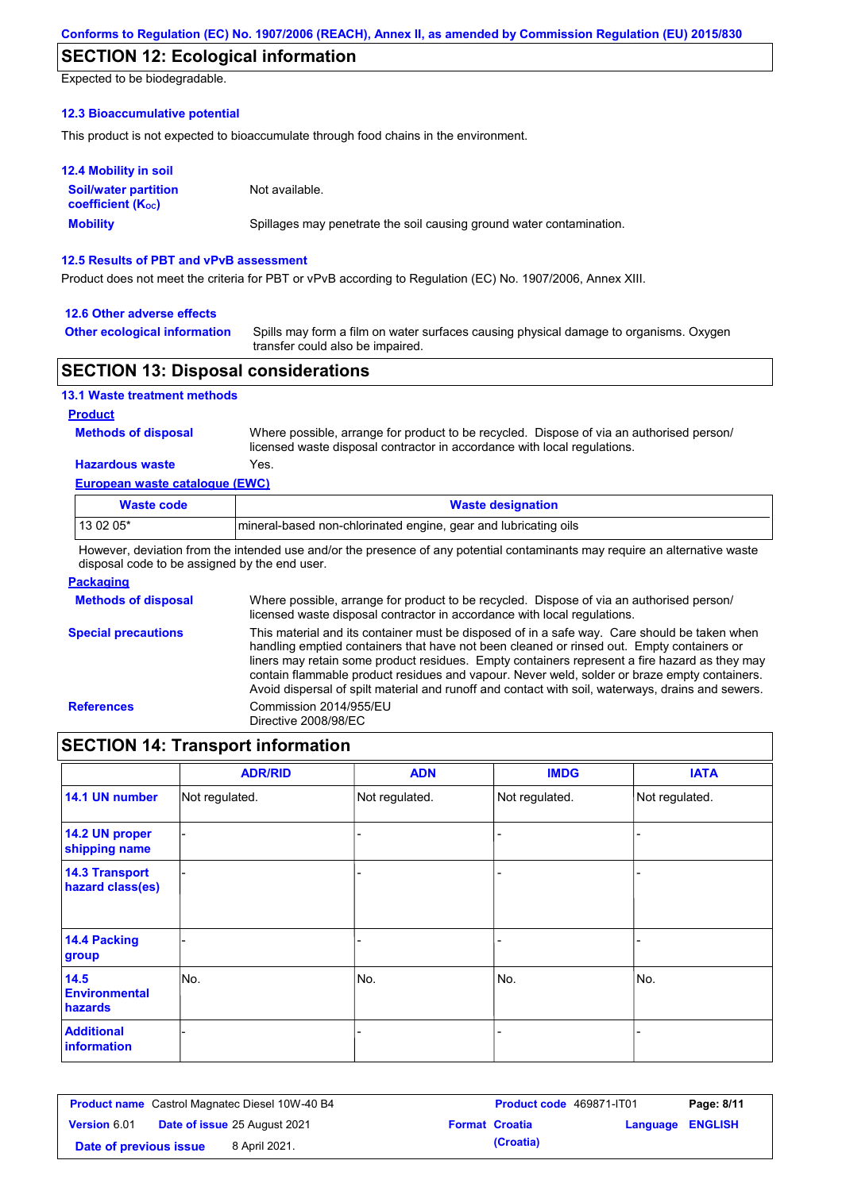## SECTION 12: Ecological information

Expected to be biodegradable.

### 12.3 Bioaccumulative potential

This product is not expected to bioaccumulate through food chains in the environment.

### 12.4 Mobility in soil

**Soil/water partition coefficient ($K_{OC}$)**: Not available.

**Mobility**: Spillages may penetrate the soil causing ground water contamination.

### 12.5 Results of PBT and vPvB assessment

Product does not meet the criteria for PBT or vPvB according to Regulation (EC) No. 1907/2006, Annex XIII.

### 12.6 Other adverse effects

**Other ecological information**: Spills may form a film on water surfaces causing physical damage to organisms. Oxygen transfer could also be impaired.

## SECTION 13: Disposal considerations

### 13.1 Waste treatment methods

**Product**

**Methods of disposal**: Where possible, arrange for product to be recycled. Dispose of via an authorised person/ licensed waste disposal contractor in accordance with local regulations.

**Hazardous waste**: Yes.

**European waste catalogue (EWC)**

| Waste code | Waste designation |
|---|---|
| 13 02 05* | mineral-based non-chlorinated engine, gear and lubricating oils |

However, deviation from the intended use and/or the presence of any potential contaminants may require an alternative waste disposal code to be assigned by the end user.

**Packaging**

**Methods of disposal**: Where possible, arrange for product to be recycled. Dispose of via an authorised person/ licensed waste disposal contractor in accordance with local regulations.

**Special precautions**: This material and its container must be disposed of in a safe way. Care should be taken when handling emptied containers that have not been cleaned or rinsed out. Empty containers or liners may retain some product residues. Empty containers represent a fire hazard as they may contain flammable product residues and vapour. Never weld, solder or braze empty containers. Avoid dispersal of spilt material and runoff and contact with soil, waterways, drains and sewers.

**References**: Commission 2014/955/EU
Directive 2008/98/EC

## SECTION 14: Transport information

| | ADR/RID | ADN | IMDG | IATA |
|---|---|---|---|---|
| 14.1 UN number | Not regulated. | Not regulated. | Not regulated. | Not regulated. |
| 14.2 UN proper shipping name | - | - | - | - |
| 14.3 Transport hazard class(es) | - | - | - | - |
| 14.4 Packing group | - | - | - | - |
| 14.5 Environmental hazards | No. | No. | No. | No. |
| Additional information | - | - | - | - |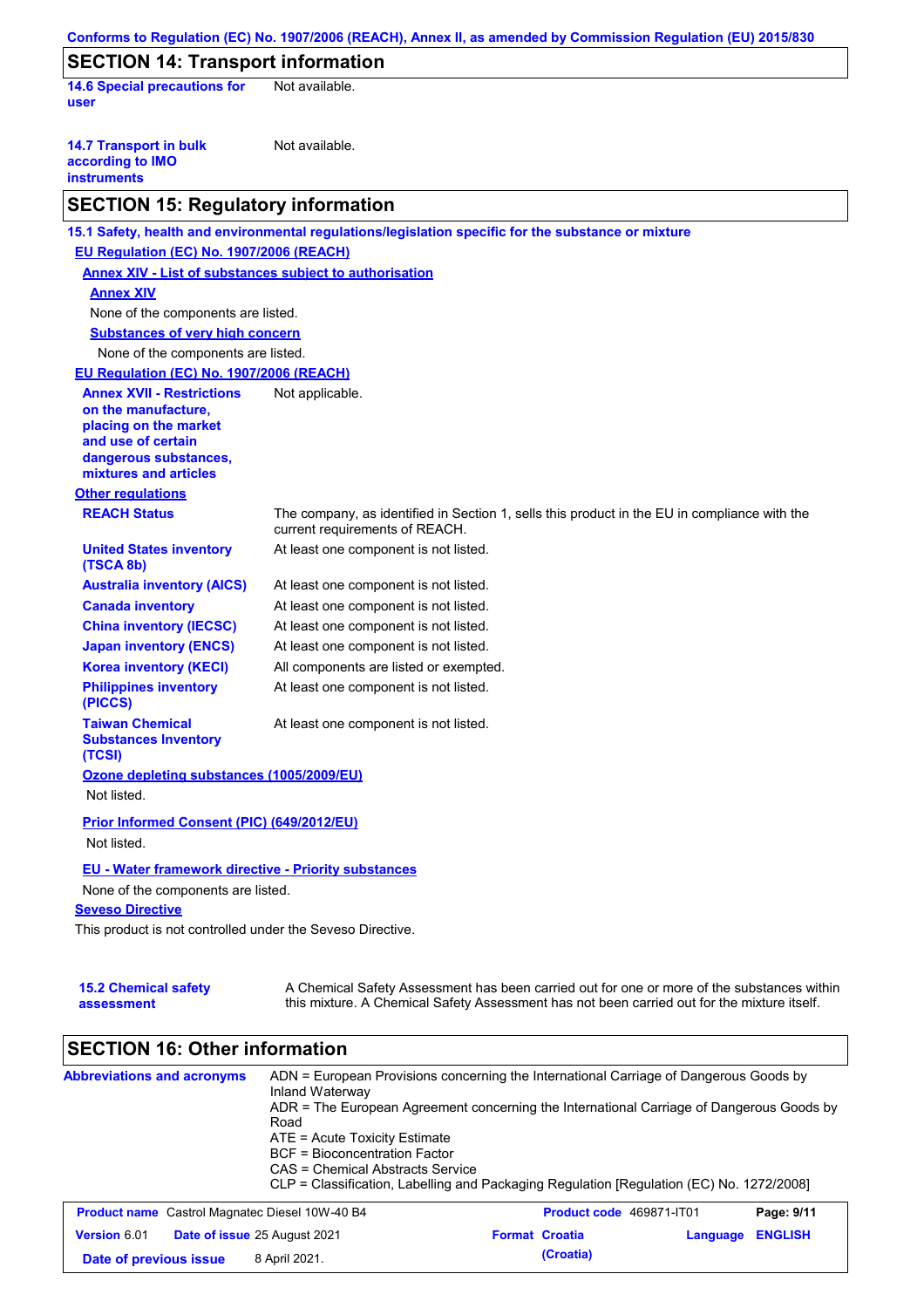## SECTION 14: Transport information

**14.6 Special precautions for user**: Not available.

**14.7 Transport in bulk according to IMO instruments**: Not available.

## SECTION 15: Regulatory information

### 15.1 Safety, health and environmental regulations/legislation specific for the substance or mixture

**EU Regulation (EC) No. 1907/2006 (REACH)**

**Annex XIV - List of substances subject to authorisation**

**Annex XIV**

None of the components are listed.

**Substances of very high concern**

None of the components are listed.

**EU Regulation (EC) No. 1907/2006 (REACH)**

**Annex XVII - Restrictions on the manufacture, placing on the market and use of certain dangerous substances, mixtures and articles**: Not applicable.

**Other regulations**

| | |
|---|---|
| **REACH Status** | The company, as identified in Section 1, sells this product in the EU in compliance with the current requirements of REACH. |
| **United States inventory (TSCA 8b)** | At least one component is not listed. |
| **Australia inventory (AICS)** | At least one component is not listed. |
| **Canada inventory** | At least one component is not listed. |
| **China inventory (IECSC)** | At least one component is not listed. |
| **Japan inventory (ENCS)** | At least one component is not listed. |
| **Korea inventory (KECI)** | All components are listed or exempted. |
| **Philippines inventory (PICCS)** | At least one component is not listed. |
| **Taiwan Chemical Substances Inventory (TCSI)** | At least one component is not listed. |

**Ozone depleting substances (1005/2009/EU)**

Not listed.

**Prior Informed Consent (PIC) (649/2012/EU)**

Not listed.

**EU - Water framework directive - Priority substances**

None of the components are listed.

**Seveso Directive**

This product is not controlled under the Seveso Directive.

### 15.2 Chemical safety assessment

A Chemical Safety Assessment has been carried out for one or more of the substances within this mixture. A Chemical Safety Assessment has not been carried out for the mixture itself.

## SECTION 16: Other information

**Abbreviations and acronyms**

ADN = European Provisions concerning the International Carriage of Dangerous Goods by Inland Waterway
ADR = The European Agreement concerning the International Carriage of Dangerous Goods by Road
ATE = Acute Toxicity Estimate
BCF = Bioconcentration Factor
CAS = Chemical Abstracts Service
CLP = Classification, Labelling and Packaging Regulation [Regulation (EC) No. 1272/2008]

| | | | |
|---|---|---|---|
| **Product name** Castrol Magnatec Diesel 10W-40 B4 | | **Product code** 469871-IT01 | |
| **Version** 6.01 | **Date of issue** 25 August 2021 | **Format** Croatia (Croatia) | **Language** ENGLISH |
| **Date of previous issue** | 8 April 2021. | | |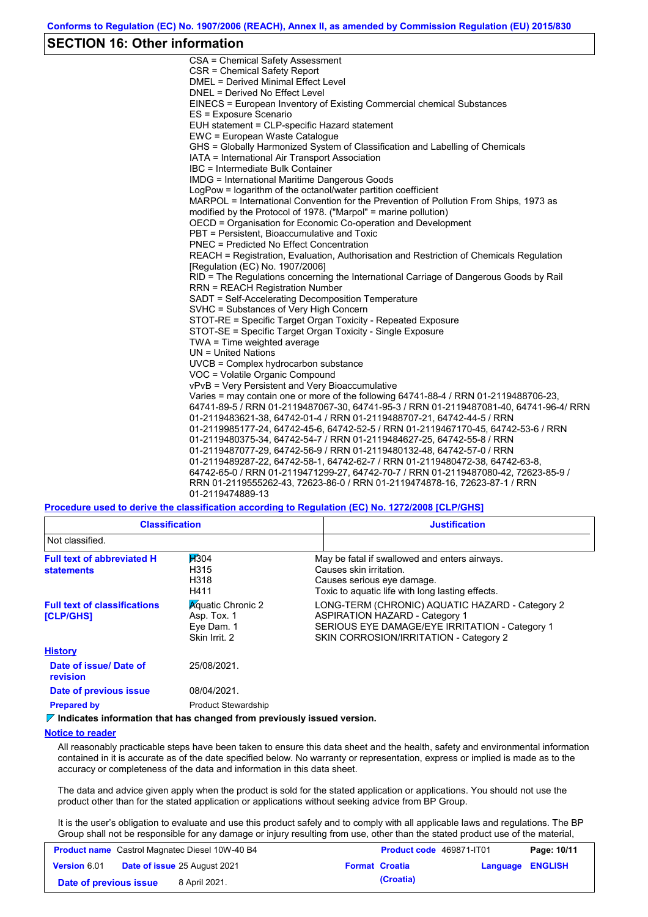## SECTION 16: Other information

CSA = Chemical Safety Assessment
CSR = Chemical Safety Report
DMEL = Derived Minimal Effect Level
DNEL = Derived No Effect Level
EINECS = European Inventory of Existing Commercial chemical Substances
ES = Exposure Scenario
EUH statement = CLP-specific Hazard statement
EWC = European Waste Catalogue
GHS = Globally Harmonized System of Classification and Labelling of Chemicals
IATA = International Air Transport Association
IBC = Intermediate Bulk Container
IMDG = International Maritime Dangerous Goods
LogPow = logarithm of the octanol/water partition coefficient
MARPOL = International Convention for the Prevention of Pollution From Ships, 1973 as modified by the Protocol of 1978. ("Marpol" = marine pollution)
OECD = Organisation for Economic Co-operation and Development
PBT = Persistent, Bioaccumulative and Toxic
PNEC = Predicted No Effect Concentration
REACH = Registration, Evaluation, Authorisation and Restriction of Chemicals Regulation [Regulation (EC) No. 1907/2006]
RID = The Regulations concerning the International Carriage of Dangerous Goods by Rail
RRN = REACH Registration Number
SADT = Self-Accelerating Decomposition Temperature
SVHC = Substances of Very High Concern
STOT-RE = Specific Target Organ Toxicity - Repeated Exposure
STOT-SE = Specific Target Organ Toxicity - Single Exposure
TWA = Time weighted average
UN = United Nations
UVCB = Complex hydrocarbon substance
VOC = Volatile Organic Compound
vPvB = Very Persistent and Very Bioaccumulative
Varies = may contain one or more of the following 64741-88-4 / RRN 01-2119488706-23, 64741-89-5 / RRN 01-2119487067-30, 64741-95-3 / RRN 01-2119487081-40, 64741-96-4/ RRN 01-2119483621-38, 64742-01-4 / RRN 01-2119488707-21, 64742-44-5 / RRN 01-2119985177-24, 64742-45-6, 64742-52-5 / RRN 01-2119467170-45, 64742-53-6 / RRN 01-2119480375-34, 64742-54-7 / RRN 01-2119484627-25, 64742-55-8 / RRN 01-2119487077-29, 64742-56-9 / RRN 01-2119480132-48, 64742-57-0 / RRN 01-2119489287-22, 64742-58-1, 64742-62-7 / RRN 01-2119480472-38, 64742-63-8, 64742-65-0 / RRN 01-2119471299-27, 64742-70-7 / RRN 01-2119487080-42, 72623-85-9 / RRN 01-2119555262-43, 72623-86-0 / RRN 01-2119474878-16, 72623-87-1 / RRN 01-2119474889-13

**Procedure used to derive the classification according to Regulation (EC) No. 1272/2008 [CLP/GHS]**

| Classification | Justification |
|---|---|
| Not classified. | |

**Full text of abbreviated H statements**

| | |
|---|---|
| H304 | May be fatal if swallowed and enters airways. |
| H315 | Causes skin irritation. |
| H318 | Causes serious eye damage. |
| H411 | Toxic to aquatic life with long lasting effects. |

**Full text of classifications [CLP/GHS]**

| | |
|---|---|
| Aquatic Chronic 2 | LONG-TERM (CHRONIC) AQUATIC HAZARD - Category 2 |
| Asp. Tox. 1 | ASPIRATION HAZARD - Category 1 |
| Eye Dam. 1 | SERIOUS EYE DAMAGE/EYE IRRITATION - Category 1 |
| Skin Irrit. 2 | SKIN CORROSION/IRRITATION - Category 2 |

**History**

**Date of issue/ Date of revision**: 25/08/2021.

**Date of previous issue**: 08/04/2021.

**Prepared by**: Product Stewardship

**Indicates information that has changed from previously issued version.**

**Notice to reader**

All reasonably practicable steps have been taken to ensure this data sheet and the health, safety and environmental information contained in it is accurate as of the date specified below. No warranty or representation, express or implied is made as to the accuracy or completeness of the data and information in this data sheet.

The data and advice given apply when the product is sold for the stated application or applications. You should not use the product other than for the stated application or applications without seeking advice from BP Group.

It is the user's obligation to evaluate and use this product safely and to comply with all applicable laws and regulations. The BP Group shall not be responsible for any damage or injury resulting from use, other than the stated product use of the material,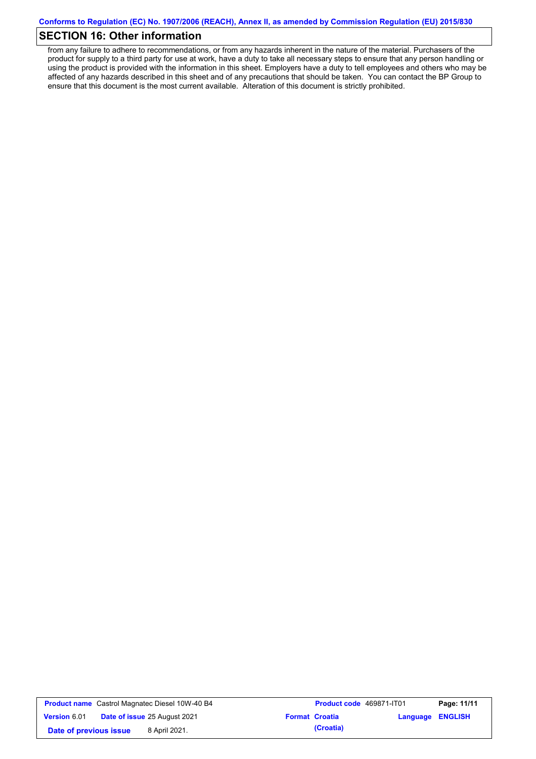## SECTION 16: Other information

from any failure to adhere to recommendations, or from any hazards inherent in the nature of the material. Purchasers of the product for supply to a third party for use at work, have a duty to take all necessary steps to ensure that any person handling or using the product is provided with the information in this sheet. Employers have a duty to tell employees and others who may be affected of any hazards described in this sheet and of any precautions that should be taken. You can contact the BP Group to ensure that this document is the most current available. Alteration of this document is strictly prohibited.